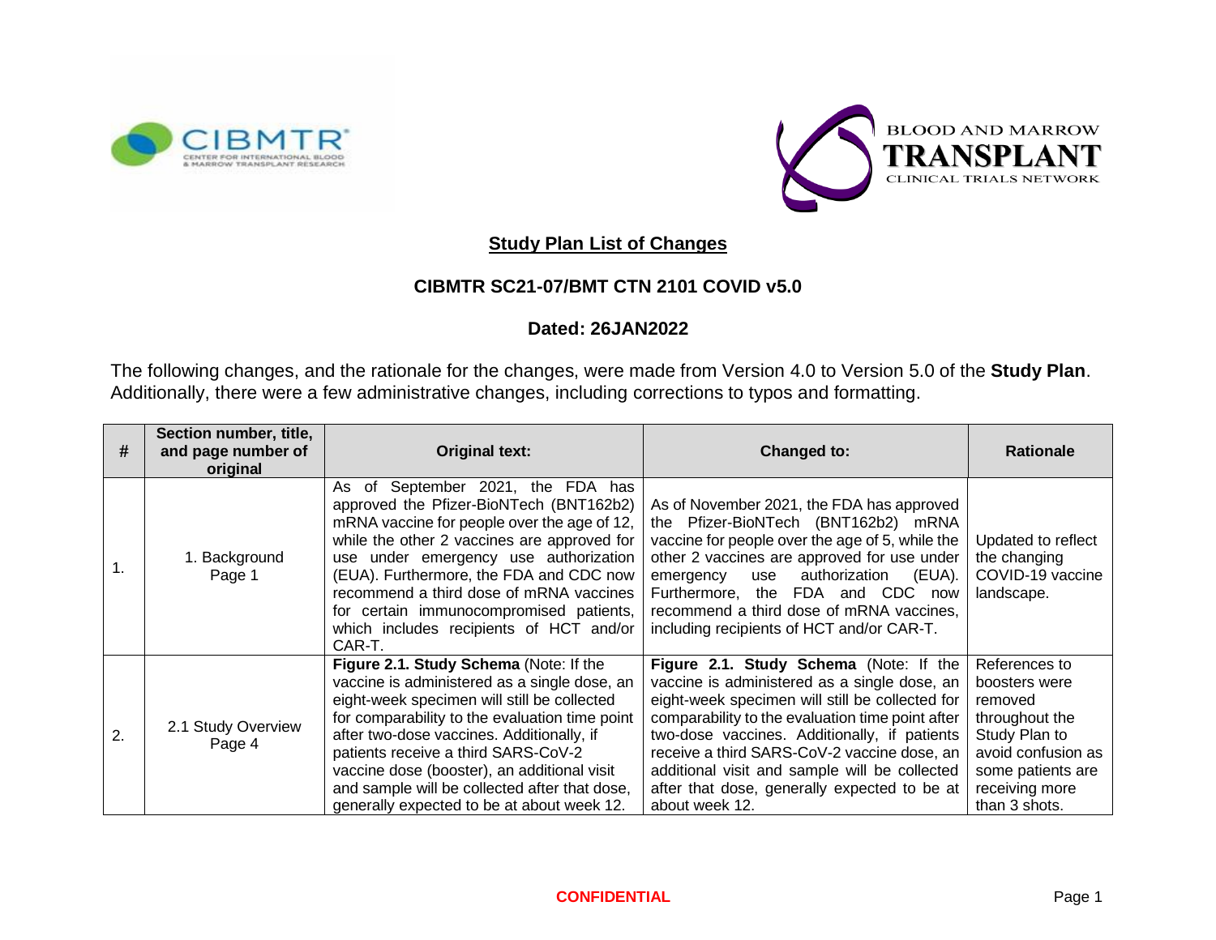## Study Plan List of Changes

### CIBMTR SC21-07/BMT CTN 2101 COVID v5.0

### Dated: 26JAN2022

The following changes, and the rationale for the changes, were made from Version 4.0 to Version 5.0 of the **Study Plan**. Additionally, there were a few administrative changes, including corrections to typos and formatting.

| # | Section number, title, and page number of original | Original text: | Changed to: | Rationale |
|---|---|---|---|---|
| 1. | 1. Background Page 1 | As of September 2021, the FDA has approved the Pfizer-BioNTech (BNT162b2) mRNA vaccine for people over the age of 12, while the other 2 vaccines are approved for use under emergency use authorization (EUA). Furthermore, the FDA and CDC now recommend a third dose of mRNA vaccines for certain immunocompromised patients, which includes recipients of HCT and/or CAR-T. | As of November 2021, the FDA has approved the Pfizer-BioNTech (BNT162b2) mRNA vaccine for people over the age of 5, while the other 2 vaccines are approved for use under emergency use authorization (EUA). Furthermore, the FDA and CDC now recommend a third dose of mRNA vaccines, including recipients of HCT and/or CAR-T. | Updated to reflect the changing COVID-19 vaccine landscape. |
| 2. | 2.1 Study Overview Page 4 | **Figure 2.1. Study Schema** (Note: If the vaccine is administered as a single dose, an eight-week specimen will still be collected for comparability to the evaluation time point after two-dose vaccines. Additionally, if patients receive a third SARS-CoV-2 vaccine dose (booster), an additional visit and sample will be collected after that dose, generally expected to be at about week 12. | **Figure 2.1. Study Schema** (Note: If the vaccine is administered as a single dose, an eight-week specimen will still be collected for comparability to the evaluation time point after two-dose vaccines. Additionally, if patients receive a third SARS-CoV-2 vaccine dose, an additional visit and sample will be collected after that dose, generally expected to be at about week 12. | References to boosters were removed throughout the Study Plan to avoid confusion as some patients are receiving more than 3 shots. |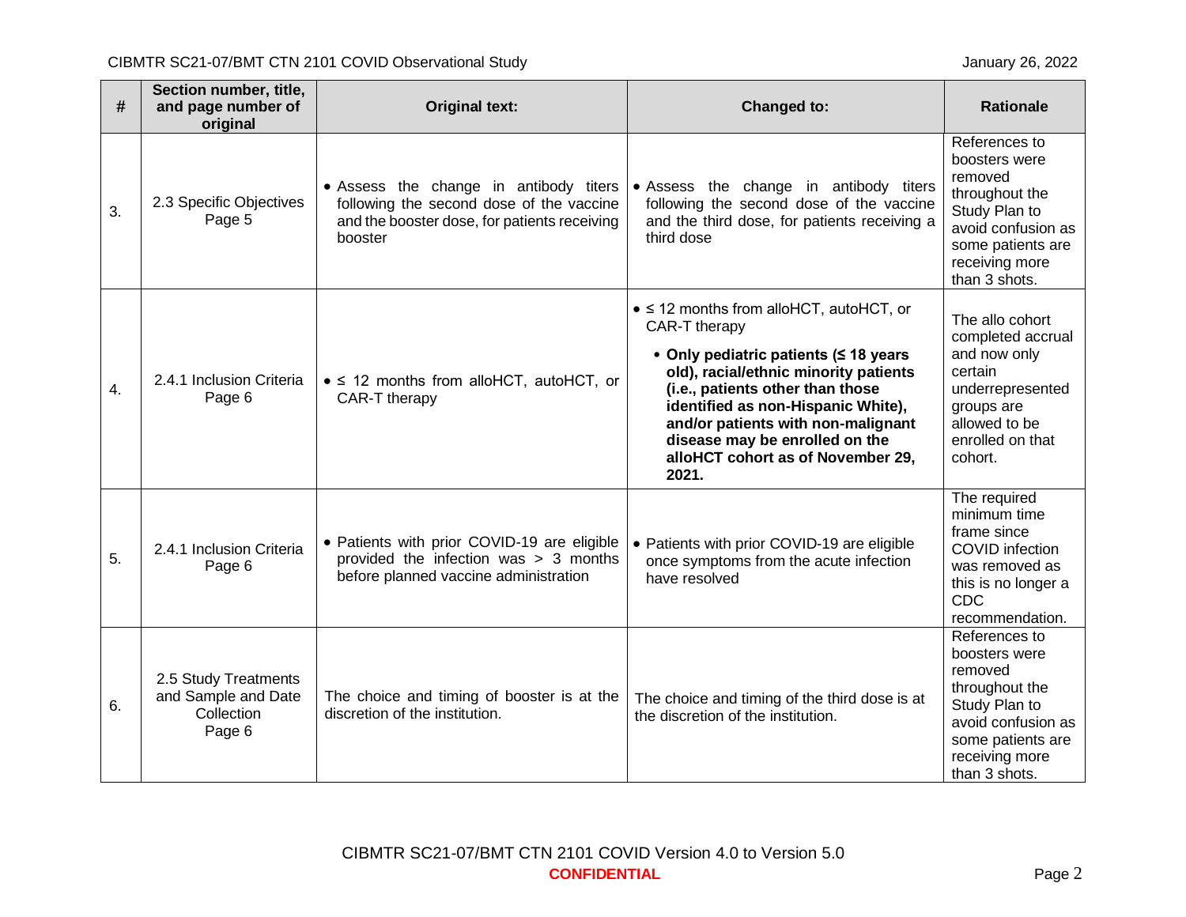| # | Section number, title, and page number of original | Original text: | Changed to: | Rationale |
|---|---|---|---|---|
| 3. | 2.3 Specific Objectives Page 5 | • Assess the change in antibody titers following the second dose of the vaccine and the booster dose, for patients receiving booster | • Assess the change in antibody titers following the second dose of the vaccine and the third dose, for patients receiving a third dose | References to boosters were removed throughout the Study Plan to avoid confusion as some patients are receiving more than 3 shots. |
| 4. | 2.4.1 Inclusion Criteria Page 6 | • ≤ 12 months from alloHCT, autoHCT, or CAR-T therapy | • ≤ 12 months from alloHCT, autoHCT, or CAR-T therapy<br>• **Only pediatric patients (≤ 18 years old), racial/ethnic minority patients (i.e., patients other than those identified as non-Hispanic White), and/or patients with non-malignant disease may be enrolled on the alloHCT cohort as of November 29, 2021.** | The allo cohort completed accrual and now only certain underrepresented groups are allowed to be enrolled on that cohort. |
| 5. | 2.4.1 Inclusion Criteria Page 6 | • Patients with prior COVID-19 are eligible provided the infection was > 3 months before planned vaccine administration | • Patients with prior COVID-19 are eligible once symptoms from the acute infection have resolved | The required minimum time frame since COVID infection was removed as this is no longer a CDC recommendation. |
| 6. | 2.5 Study Treatments and Sample and Date Collection Page 6 | The choice and timing of booster is at the discretion of the institution. | The choice and timing of the third dose is at the discretion of the institution. | References to boosters were removed throughout the Study Plan to avoid confusion as some patients are receiving more than 3 shots. |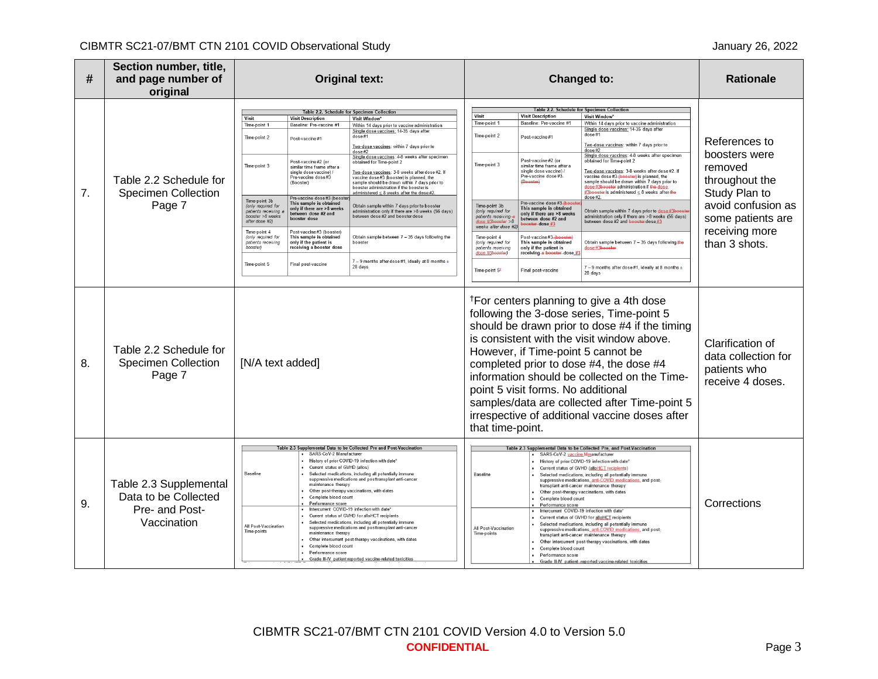| # | Section number, title, and page number of original | Original text: | Changed to: | Rationale |
|---|---|---|---|---|
| 7. | Table 2.2 Schedule for Specimen Collection Page 7 | **Table 2.2. Schedule for Specimen Collection**<br>Visit / Visit Description / Visit Window*<br>Time-point 1 / Baseline: Pre-vaccine #1 / Within 14 days prior to vaccine administration<br>Time-point 2 / Post-vaccine #1 / Single dose vaccines: 14-35 days after dose #1; Two-dose vaccines: within 7 days prior to dose #2<br>Time-point 3 / Post-vaccine #2 (or similar time frame after a single dose vaccine) / Pre-vaccine dose #3 (Booster) / Single dose vaccines: 4-8 weeks after specimen obtained for Time-point 2; Two-dose vaccines: 3-8 weeks after dose #2. If vaccine dose #3 (booster) is planned, the sample should be drawn within 7 days prior to booster administration if the booster is administered ≤ 8 weeks after the dose #2.<br>Time-point 3b (only required for patients receiving a booster >8 weeks after dose #2) / Pre-vaccine dose #3 (booster) This sample is obtained only if there are >8 weeks between dose #2 and booster dose / Obtain sample within 7 days prior to booster administration only if there are >8 weeks (56 days) between dose #2 and booster dose<br>Time-point 4 (only required for patients receiving booster) / Post-vaccine #3 (booster) This sample is obtained only if the patient is receiving a booster dose / Obtain sample between 7 – 35 days following the booster<br>Time-point 5 / Final post-vaccine / 7 – 9 months after dose #1, ideally at 8 months ± 28 days | **Table 2.2. Schedule for Specimen Collection**<br>Visit / Visit Description / Visit Window*<br>Time-point 1 / Baseline: Pre-vaccine #1 / Within 14 days prior to vaccine administration<br>Time-point 2 / Post-vaccine #1 / Single dose vaccines: 14-35 days after dose #1; Two-dose vaccines: within 7 days prior to dose #2<br>Time-point 3 / Post-vaccine #2 (or similar time frame after a single dose vaccine) / Pre-vaccine dose #3 ~~(Booster)~~ / Single dose vaccines: 4-8 weeks after specimen obtained for Time-point 2; Two-dose vaccines: 3-8 weeks after dose #2. If vaccine dose #3 ~~(booster)~~ is planned, the sample should be drawn within 7 days prior to dose #3~~booster~~ administration if ~~the~~ dose #3~~booster~~ is administered ≤ 8 weeks after ~~the~~ dose #2.<br>Time-point 3b (only required for patients receiving ~~a~~ dose #3~~booster~~ >8 weeks after dose #2) / Pre-vaccine dose #3 ~~(booster)~~ This sample is obtained only if there are >8 weeks between dose #2 and ~~booster~~ dose #3 / Obtain sample within 7 days prior to dose #3~~booster~~ administration only if there are >8 weeks (56 days) between dose #2 and ~~booster~~ dose #3<br>Time-point 4 (only required for patients receiving dose #3~~booster~~) / Post-vaccine #3 ~~(booster)~~ This sample is obtained only if the patient is receiving ~~a booster~~ dose #3 / Obtain sample between 7 – 35 days following ~~the~~ dose #3~~booster~~<br>Time-point 5† / Final post-vaccine / 7 – 9 months after dose #1, ideally at 8 months ± 28 days | References to boosters were removed throughout the Study Plan to avoid confusion as some patients are receiving more than 3 shots. |
| 8. | Table 2.2 Schedule for Specimen Collection Page 7 | [N/A text added] | †For centers planning to give a 4th dose following the 3-dose series, Time-point 5 should be drawn prior to dose #4 if the timing is consistent with the visit window above. However, if Time-point 5 cannot be completed prior to dose #4, the dose #4 information should be collected on the Time-point 5 visit forms. No additional samples/data are collected after Time-point 5 irrespective of additional vaccine doses after that time-point. | Clarification of data collection for patients who receive 4 doses. |
| 9. | Table 2.3 Supplemental Data to be Collected Pre- and Post-Vaccination | **Table 2.3 Supplemental Data to be Collected Pre and Post-Vaccination**<br>Baseline:<br>• SARS-CoV-2 Manufacturer<br>• History of prior COVID-19 infection with date*<br>• Current status of GVHD (allos)<br>• Selected medications, including all potentially immune suppressive medications and posttransplant anti-cancer maintenance therapy<br>• Other post-therapy vaccinations, with dates<br>• Complete blood count<br>• Performance score<br>All Post-Vaccination Time-points:<br>• Intercurrent COVID-19 infection with date*<br>• Current status of GVHD for alloHCT recipients<br>• Selected medications, including all potentially immune suppressive medications and posttransplant anti-cancer maintenance therapy<br>• Other intercurrent post-therapy vaccinations, with dates<br>• Complete blood count<br>• Performance score<br>• Grade III-IV patient reported vaccine-related toxicities | **Table 2.3 Supplemental Data to be Collected Pre- and Post-Vaccination**<br>Baseline:<br>• SARS-CoV-2 vaccine ~~M~~manufacturer<br>• History of prior COVID-19 infection with date*<br>• Current status of GVHD (~~allos~~alloHCT recipients)<br>• Selected medications, including all potentially immune suppressive medications, anti-COVID medications, and post-transplant anti-cancer maintenance therapy<br>• Other post-therapy vaccinations, with dates<br>• Complete blood count<br>• Performance score<br>All Post-Vaccination Time-points:<br>• Intercurrent COVID-19 infection with date*<br>• Current status of GVHD for alloHCT recipients<br>• Selected medications, including all potentially immune suppressive medications, anti-COVID medications, and post-transplant anti-cancer maintenance therapy<br>• Other intercurrent post-therapy vaccinations, with dates<br>• Complete blood count<br>• Performance score<br>• Grade III-IV patient-reported vaccine-related toxicities | Corrections |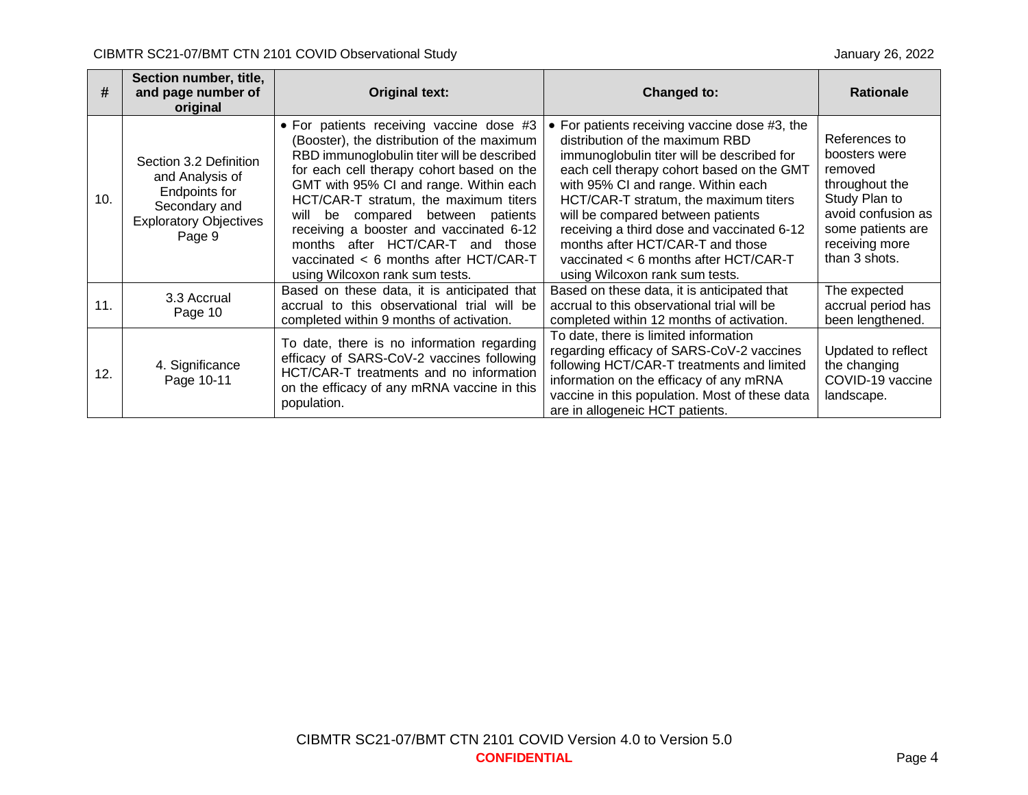| # | Section number, title, and page number of original | Original text: | Changed to: | Rationale |
|---|---|---|---|---|
| 10. | Section 3.2 Definition and Analysis of Endpoints for Secondary and Exploratory Objectives Page 9 | • For patients receiving vaccine dose #3 (Booster), the distribution of the maximum RBD immunoglobulin titer will be described for each cell therapy cohort based on the GMT with 95% CI and range. Within each HCT/CAR-T stratum, the maximum titers will be compared between patients receiving a booster and vaccinated 6-12 months after HCT/CAR-T and those vaccinated < 6 months after HCT/CAR-T using Wilcoxon rank sum tests. | • For patients receiving vaccine dose #3, the distribution of the maximum RBD immunoglobulin titer will be described for each cell therapy cohort based on the GMT with 95% CI and range. Within each HCT/CAR-T stratum, the maximum titers will be compared between patients receiving a third dose and vaccinated 6-12 months after HCT/CAR-T and those vaccinated < 6 months after HCT/CAR-T using Wilcoxon rank sum tests. | References to boosters were removed throughout the Study Plan to avoid confusion as some patients are receiving more than 3 shots. |
| 11. | 3.3 Accrual Page 10 | Based on these data, it is anticipated that accrual to this observational trial will be completed within 9 months of activation. | Based on these data, it is anticipated that accrual to this observational trial will be completed within 12 months of activation. | The expected accrual period has been lengthened. |
| 12. | 4. Significance Page 10-11 | To date, there is no information regarding efficacy of SARS-CoV-2 vaccines following HCT/CAR-T treatments and no information on the efficacy of any mRNA vaccine in this population. | To date, there is limited information regarding efficacy of SARS-CoV-2 vaccines following HCT/CAR-T treatments and limited information on the efficacy of any mRNA vaccine in this population. Most of these data are in allogeneic HCT patients. | Updated to reflect the changing COVID-19 vaccine landscape. |